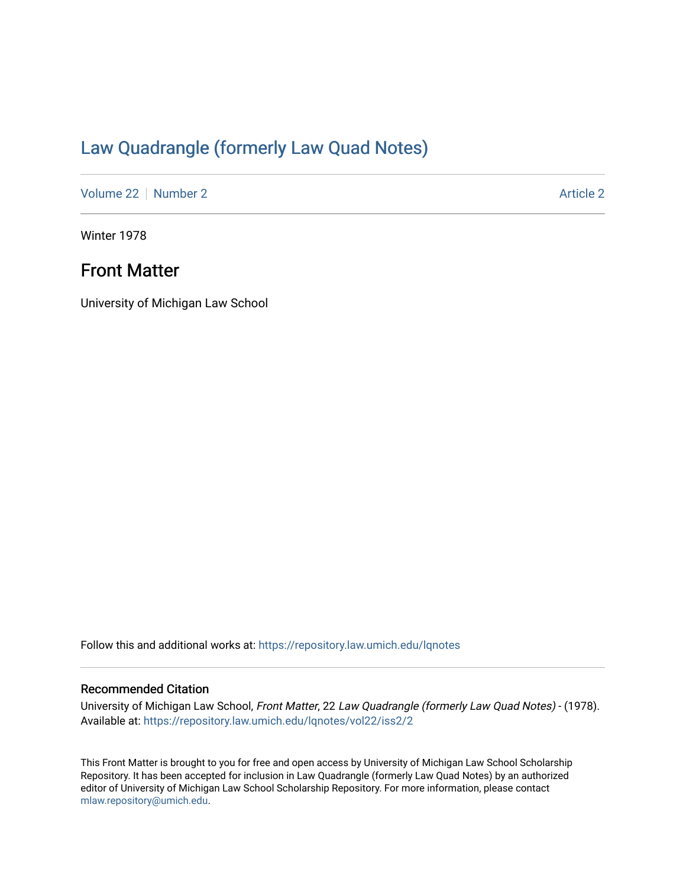# Law Quadrangle (formerly Law Quad Notes)

Volume 22 | Number 2 Article 2

Winter 1978

## Front Matter

University of Michigan Law School

Follow this and additional works at: https://repository.law.umich.edu/lqnotes

### Recommended Citation

University of Michigan Law School, *Front Matter*, 22 *Law Quadrangle (formerly Law Quad Notes)* - (1978). Available at: https://repository.law.umich.edu/lqnotes/vol22/iss2/2

This Front Matter is brought to you for free and open access by University of Michigan Law School Scholarship Repository. It has been accepted for inclusion in Law Quadrangle (formerly Law Quad Notes) by an authorized editor of University of Michigan Law School Scholarship Repository. For more information, please contact mlaw.repository@umich.edu.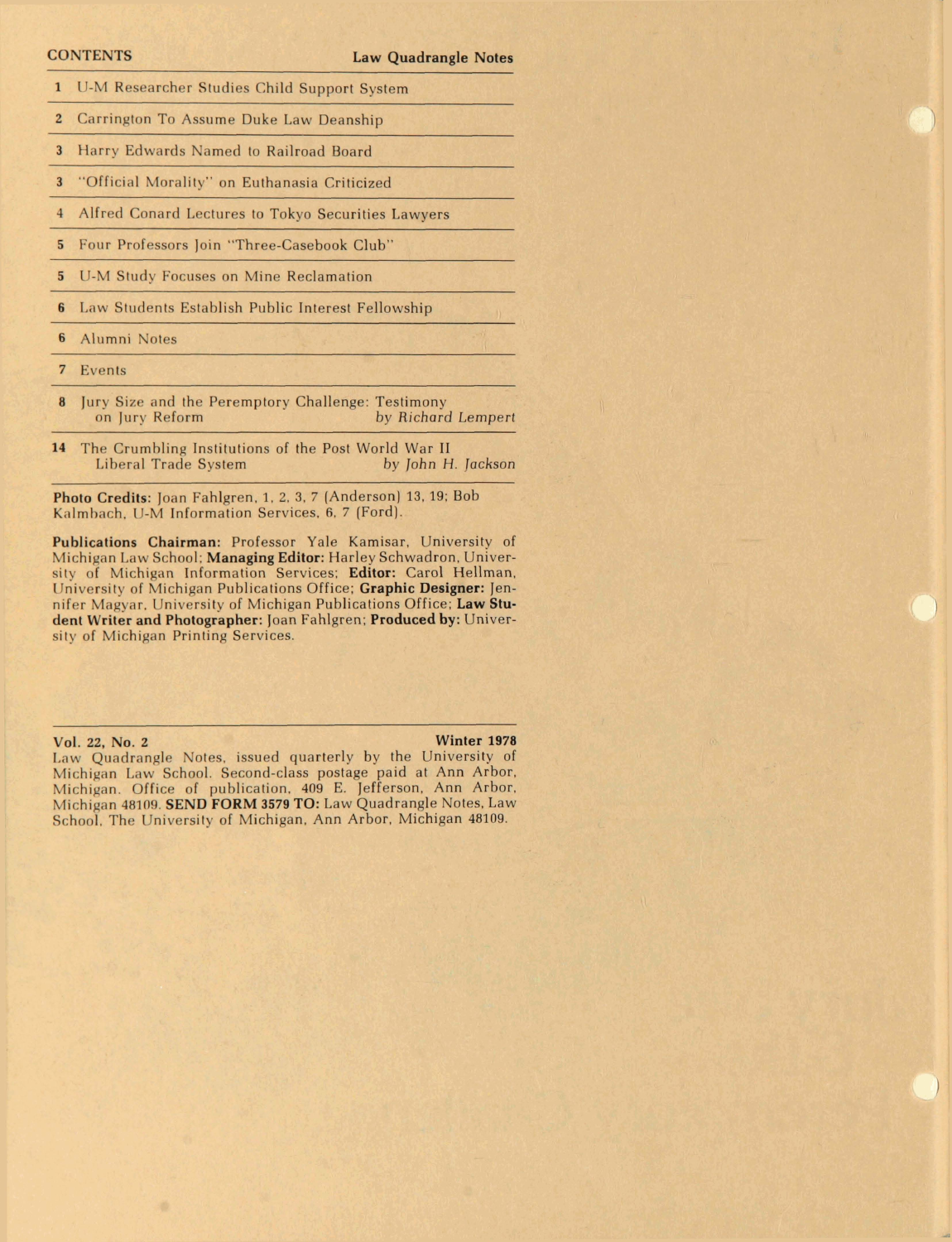# CONTENTS

**Law Quadrangle Notes**

| | |
|---|---|
| 1 | U-M Researcher Studies Child Support System |
| 2 | Carrington To Assume Duke Law Deanship |
| 3 | Harry Edwards Named to Railroad Board |
| 3 | "Official Morality" on Euthanasia Criticized |
| 4 | Alfred Conard Lectures to Tokyo Securities Lawyers |
| 5 | Four Professors Join "Three-Casebook Club" |
| 5 | U-M Study Focuses on Mine Reclamation |
| 6 | Law Students Establish Public Interest Fellowship |
| 6 | Alumni Notes |
| 7 | Events |
| 8 | Jury Size and the Peremptory Challenge: Testimony on Jury Reform *by Richard Lempert* |
| 14 | The Crumbling Institutions of the Post World War II Liberal Trade System *by John H. Jackson* |

**Photo Credits:** Joan Fahlgren, 1, 2, 3, 7 (Anderson) 13, 19; Bob Kalmbach, U-M Information Services, 6, 7 (Ford).

**Publications Chairman:** Professor Yale Kamisar, University of Michigan Law School; **Managing Editor:** Harley Schwadron, University of Michigan Information Services; **Editor:** Carol Hellman, University of Michigan Publications Office; **Graphic Designer:** Jennifer Magyar, University of Michigan Publications Office; **Law Student Writer and Photographer:** Joan Fahlgren; **Produced by:** University of Michigan Printing Services.

**Vol. 22, No. 2** **Winter 1978**

Law Quadrangle Notes, issued quarterly by the University of Michigan Law School. Second-class postage paid at Ann Arbor, Michigan. Office of publication, 409 E. Jefferson, Ann Arbor, Michigan 48109. **SEND FORM 3579 TO:** Law Quadrangle Notes, Law School, The University of Michigan, Ann Arbor, Michigan 48109.